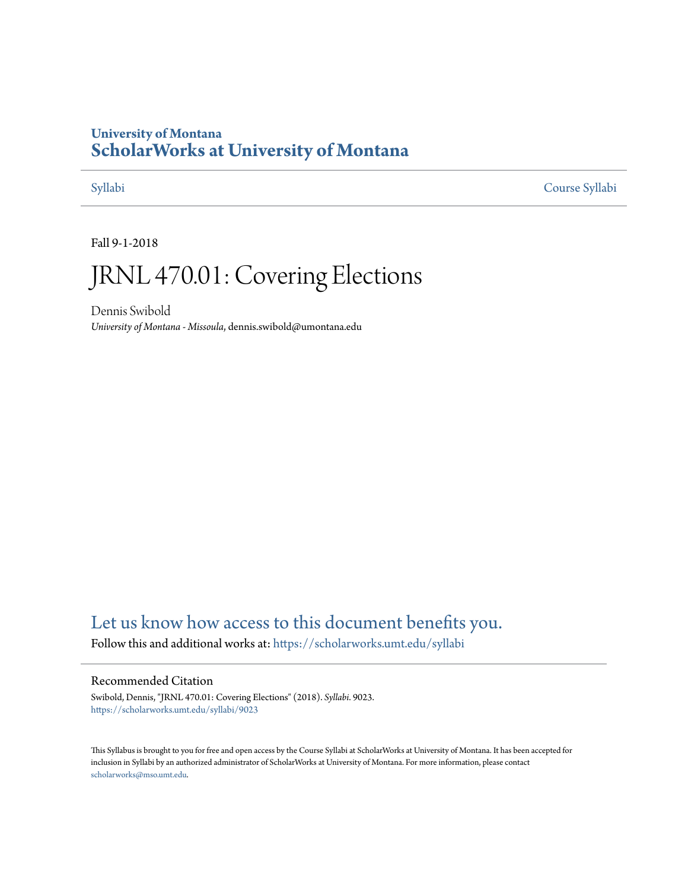University of Montana

# ScholarWorks at University of Montana

Syllabi | Course Syllabi

Fall 9-1-2018

# JRNL 470.01: Covering Elections

Dennis Swibold
*University of Montana - Missoula*, dennis.swibold@umontana.edu

Let us know how access to this document benefits you.

Follow this and additional works at: https://scholarworks.umt.edu/syllabi

## Recommended Citation

Swibold, Dennis, "JRNL 470.01: Covering Elections" (2018). *Syllabi*. 9023.
https://scholarworks.umt.edu/syllabi/9023

This Syllabus is brought to you for free and open access by the Course Syllabi at ScholarWorks at University of Montana. It has been accepted for inclusion in Syllabi by an authorized administrator of ScholarWorks at University of Montana. For more information, please contact scholarworks@mso.umt.edu.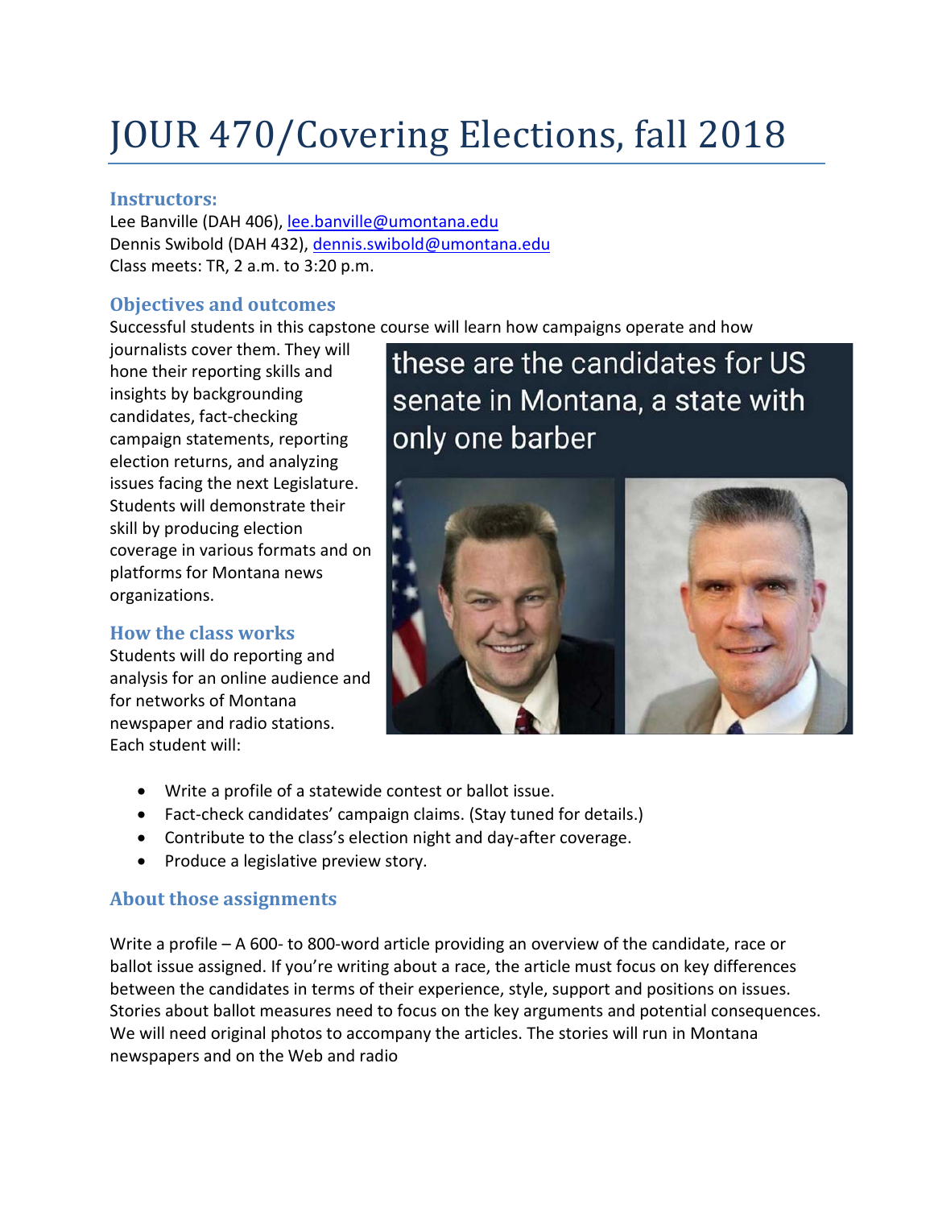# JOUR 470/Covering Elections, fall 2018

### Instructors:

Lee Banville (DAH 406), lee.banville@umontana.edu
Dennis Swibold (DAH 432), dennis.swibold@umontana.edu
Class meets: TR, 2 a.m. to 3:20 p.m.

## Objectives and outcomes

Successful students in this capstone course will learn how campaigns operate and how journalists cover them. They will hone their reporting skills and insights by backgrounding candidates, fact-checking campaign statements, reporting election returns, and analyzing issues facing the next Legislature. Students will demonstrate their skill by producing election coverage in various formats and on platforms for Montana news organizations.

## How the class works

Students will do reporting and analysis for an online audience and for networks of Montana newspaper and radio stations. Each student will:

- Write a profile of a statewide contest or ballot issue.
- Fact-check candidates' campaign claims. (Stay tuned for details.)
- Contribute to the class's election night and day-after coverage.
- Produce a legislative preview story.

## About those assignments

Write a profile – A 600- to 800-word article providing an overview of the candidate, race or ballot issue assigned. If you're writing about a race, the article must focus on key differences between the candidates in terms of their experience, style, support and positions on issues. Stories about ballot measures need to focus on the key arguments and potential consequences. We will need original photos to accompany the articles. The stories will run in Montana newspapers and on the Web and radio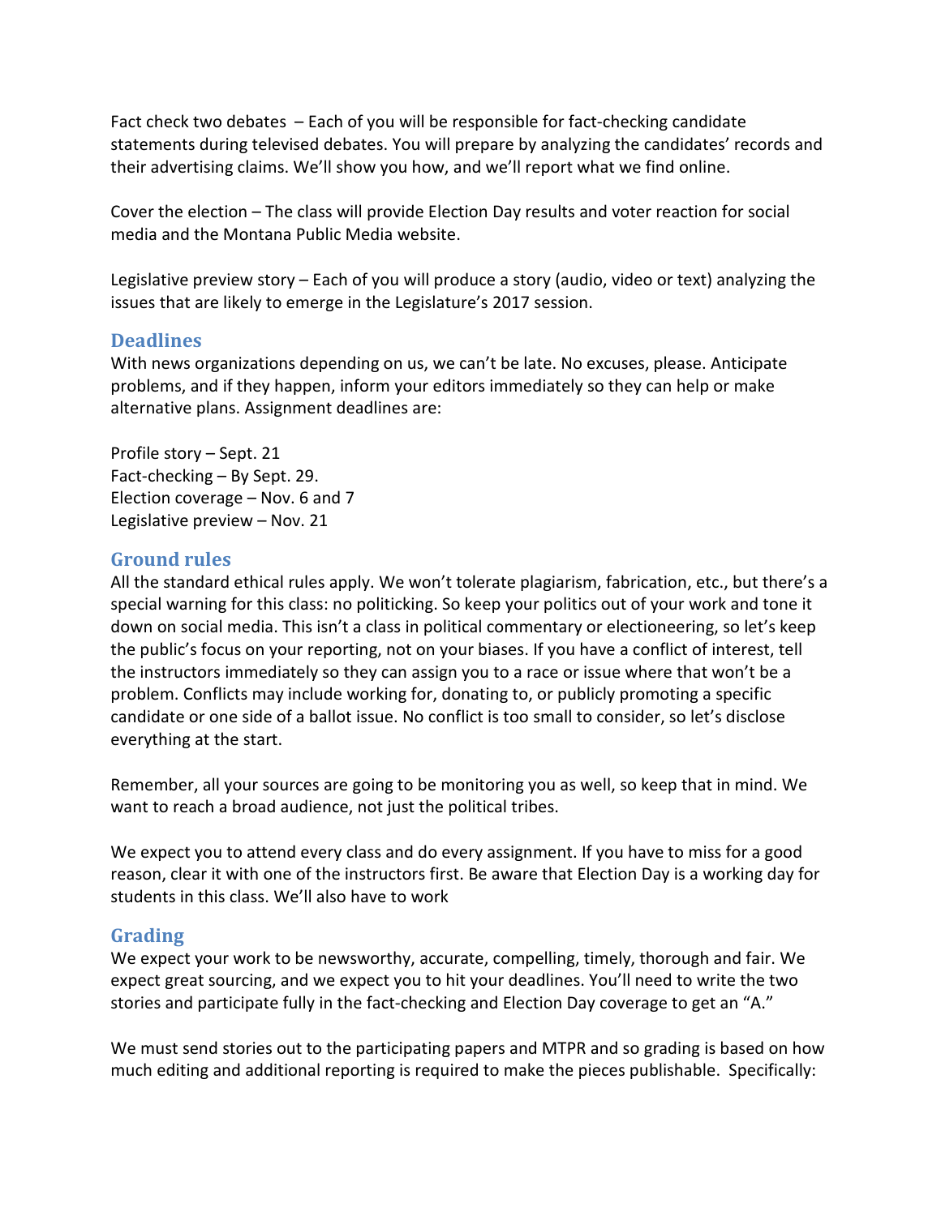Fact check two debates – Each of you will be responsible for fact-checking candidate statements during televised debates. You will prepare by analyzing the candidates' records and their advertising claims. We'll show you how, and we'll report what we find online.

Cover the election – The class will provide Election Day results and voter reaction for social media and the Montana Public Media website.

Legislative preview story – Each of you will produce a story (audio, video or text) analyzing the issues that are likely to emerge in the Legislature's 2017 session.

## Deadlines

With news organizations depending on us, we can't be late. No excuses, please. Anticipate problems, and if they happen, inform your editors immediately so they can help or make alternative plans. Assignment deadlines are:

Profile story – Sept. 21
Fact-checking – By Sept. 29.
Election coverage – Nov. 6 and 7
Legislative preview – Nov. 21

## Ground rules

All the standard ethical rules apply. We won't tolerate plagiarism, fabrication, etc., but there's a special warning for this class: no politicking. So keep your politics out of your work and tone it down on social media. This isn't a class in political commentary or electioneering, so let's keep the public's focus on your reporting, not on your biases. If you have a conflict of interest, tell the instructors immediately so they can assign you to a race or issue where that won't be a problem. Conflicts may include working for, donating to, or publicly promoting a specific candidate or one side of a ballot issue. No conflict is too small to consider, so let's disclose everything at the start.

Remember, all your sources are going to be monitoring you as well, so keep that in mind. We want to reach a broad audience, not just the political tribes.

We expect you to attend every class and do every assignment. If you have to miss for a good reason, clear it with one of the instructors first. Be aware that Election Day is a working day for students in this class. We'll also have to work

## Grading

We expect your work to be newsworthy, accurate, compelling, timely, thorough and fair. We expect great sourcing, and we expect you to hit your deadlines. You'll need to write the two stories and participate fully in the fact-checking and Election Day coverage to get an "A."

We must send stories out to the participating papers and MTPR and so grading is based on how much editing and additional reporting is required to make the pieces publishable. Specifically: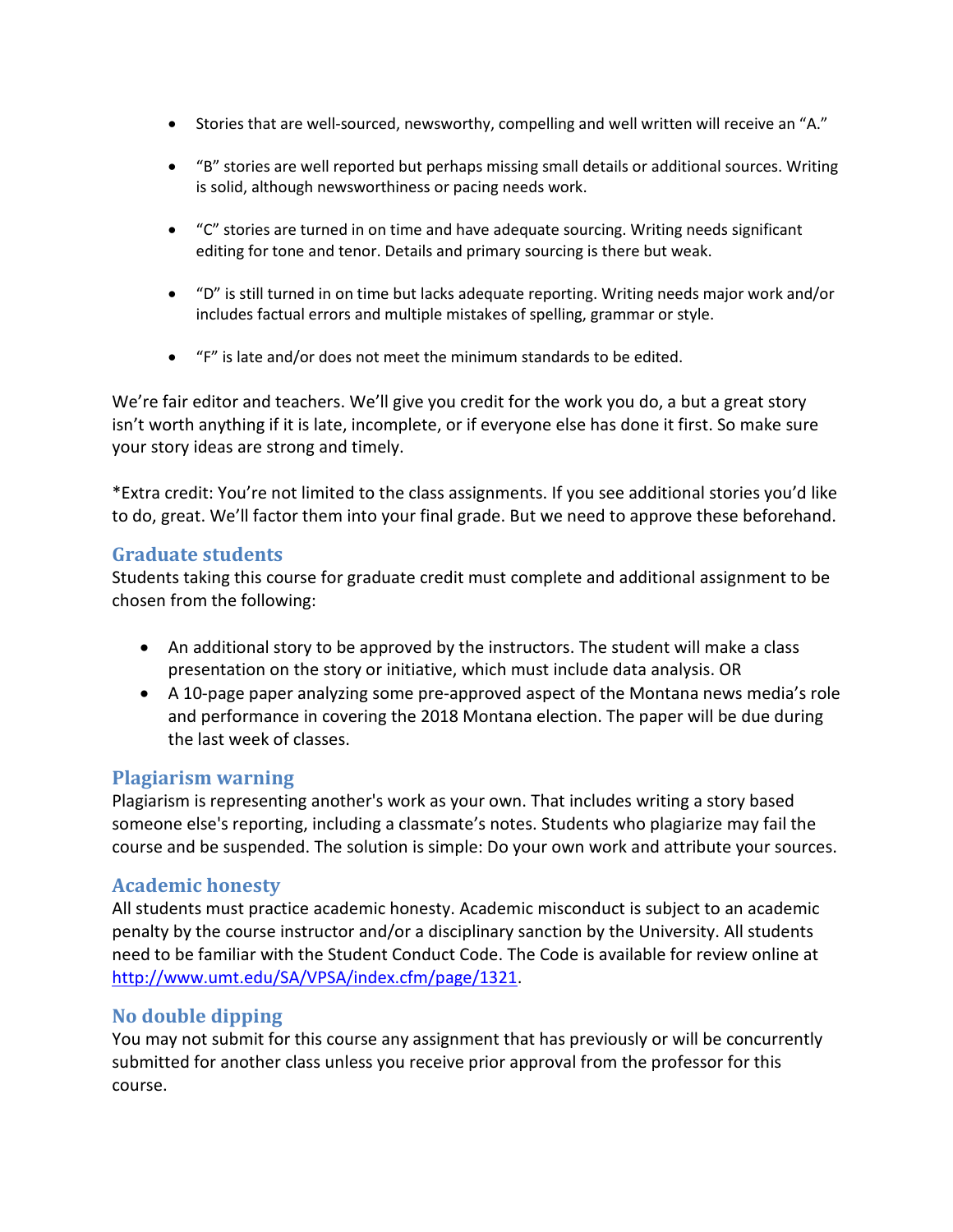- Stories that are well-sourced, newsworthy, compelling and well written will receive an "A."

- "B" stories are well reported but perhaps missing small details or additional sources. Writing is solid, although newsworthiness or pacing needs work.

- "C" stories are turned in on time and have adequate sourcing. Writing needs significant editing for tone and tenor. Details and primary sourcing is there but weak.

- "D" is still turned in on time but lacks adequate reporting. Writing needs major work and/or includes factual errors and multiple mistakes of spelling, grammar or style.

- "F" is late and/or does not meet the minimum standards to be edited.

We're fair editor and teachers. We'll give you credit for the work you do, a but a great story isn't worth anything if it is late, incomplete, or if everyone else has done it first. So make sure your story ideas are strong and timely.

*Extra credit: You're not limited to the class assignments. If you see additional stories you'd like to do, great. We'll factor them into your final grade. But we need to approve these beforehand.

## Graduate students

Students taking this course for graduate credit must complete and additional assignment to be chosen from the following:

- An additional story to be approved by the instructors. The student will make a class presentation on the story or initiative, which must include data analysis. OR
- A 10-page paper analyzing some pre-approved aspect of the Montana news media's role and performance in covering the 2018 Montana election. The paper will be due during the last week of classes.

## Plagiarism warning

Plagiarism is representing another's work as your own. That includes writing a story based someone else's reporting, including a classmate's notes. Students who plagiarize may fail the course and be suspended. The solution is simple: Do your own work and attribute your sources.

## Academic honesty

All students must practice academic honesty. Academic misconduct is subject to an academic penalty by the course instructor and/or a disciplinary sanction by the University. All students need to be familiar with the Student Conduct Code. The Code is available for review online at http://www.umt.edu/SA/VPSA/index.cfm/page/1321.

## No double dipping

You may not submit for this course any assignment that has previously or will be concurrently submitted for another class unless you receive prior approval from the professor for this course.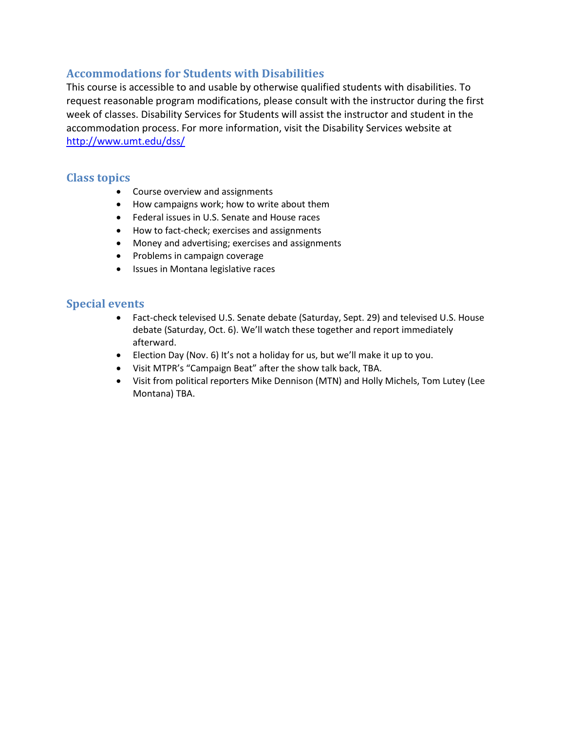## Accommodations for Students with Disabilities

This course is accessible to and usable by otherwise qualified students with disabilities. To request reasonable program modifications, please consult with the instructor during the first week of classes. Disability Services for Students will assist the instructor and student in the accommodation process. For more information, visit the Disability Services website at [http://www.umt.edu/dss/](http://www.umt.edu/dss/)

## Class topics

- Course overview and assignments
- How campaigns work; how to write about them
- Federal issues in U.S. Senate and House races
- How to fact-check; exercises and assignments
- Money and advertising; exercises and assignments
- Problems in campaign coverage
- Issues in Montana legislative races

## Special events

- Fact-check televised U.S. Senate debate (Saturday, Sept. 29) and televised U.S. House debate (Saturday, Oct. 6). We'll watch these together and report immediately afterward.
- Election Day (Nov. 6) It's not a holiday for us, but we'll make it up to you.
- Visit MTPR's "Campaign Beat" after the show talk back, TBA.
- Visit from political reporters Mike Dennison (MTN) and Holly Michels, Tom Lutey (Lee Montana) TBA.